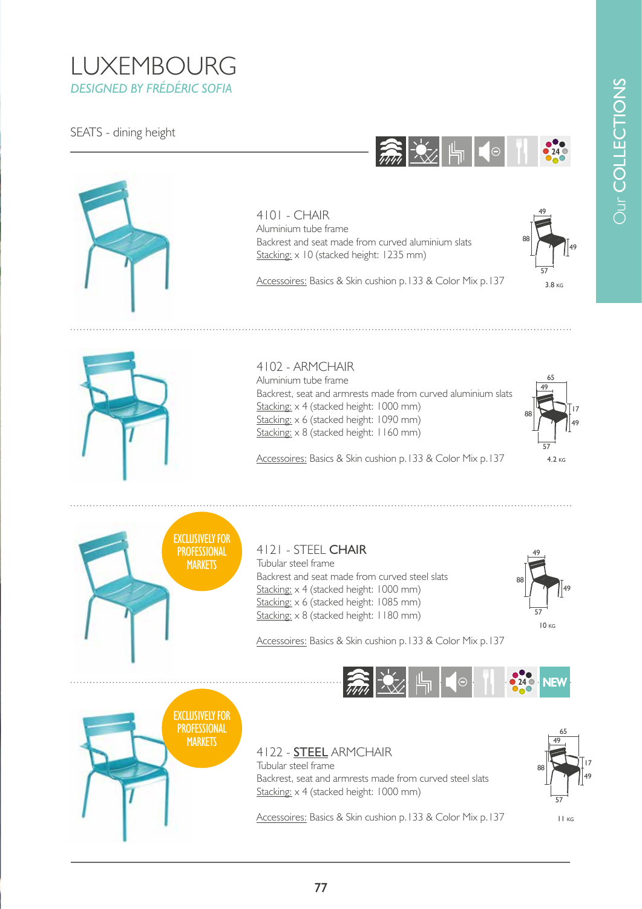# LUXEMBOURG

*DESIGNED BY FRÉDÉRIC SOFIA*

SEATS - dining height

---

## 4101 - CHAIR

Aluminium tube frame

Backrest and seat made from curved aluminium slats

Stacking: x 10 (stacked height: 1235 mm)

Accessoires: Basics & Skin cushion p.133 & Color Mix p.137

49 / 88 / 49 / 57 — 3.8 KG

---

## 4102 - ARMCHAIR

Aluminium tube frame

Backrest, seat and armrests made from curved aluminium slats

Stacking: x 4 (stacked height: 1000 mm)

Stacking: x 6 (stacked height: 1090 mm)

Stacking: x 8 (stacked height: 1160 mm)

Accessoires: Basics & Skin cushion p.133 & Color Mix p.137

65 / 49 / 88 / 17 / 49 / 57 — 4.2 KG

---

EXCLUSIVELY FOR PROFESSIONAL MARKETS

## 4121 - STEEL **CHAIR**

Tubular steel frame

Backrest and seat made from curved steel slats

Stacking: x 4 (stacked height: 1000 mm)

Stacking: x 6 (stacked height: 1085 mm)

Stacking: x 8 (stacked height: 1180 mm)

Accessoires: Basics & Skin cushion p.133 & Color Mix p.137

49 / 88 / 49 / 57 — 10 KG

---

NEW

EXCLUSIVELY FOR PROFESSIONAL MARKETS

## 4122 - **STEEL** ARMCHAIR

Tubular steel frame

Backrest, seat and armrests made from curved steel slats

Stacking: x 4 (stacked height: 1000 mm)

Accessoires: Basics & Skin cushion p.133 & Color Mix p.137

65 / 49 / 88 / 17 / 49 / 57 — 11 KG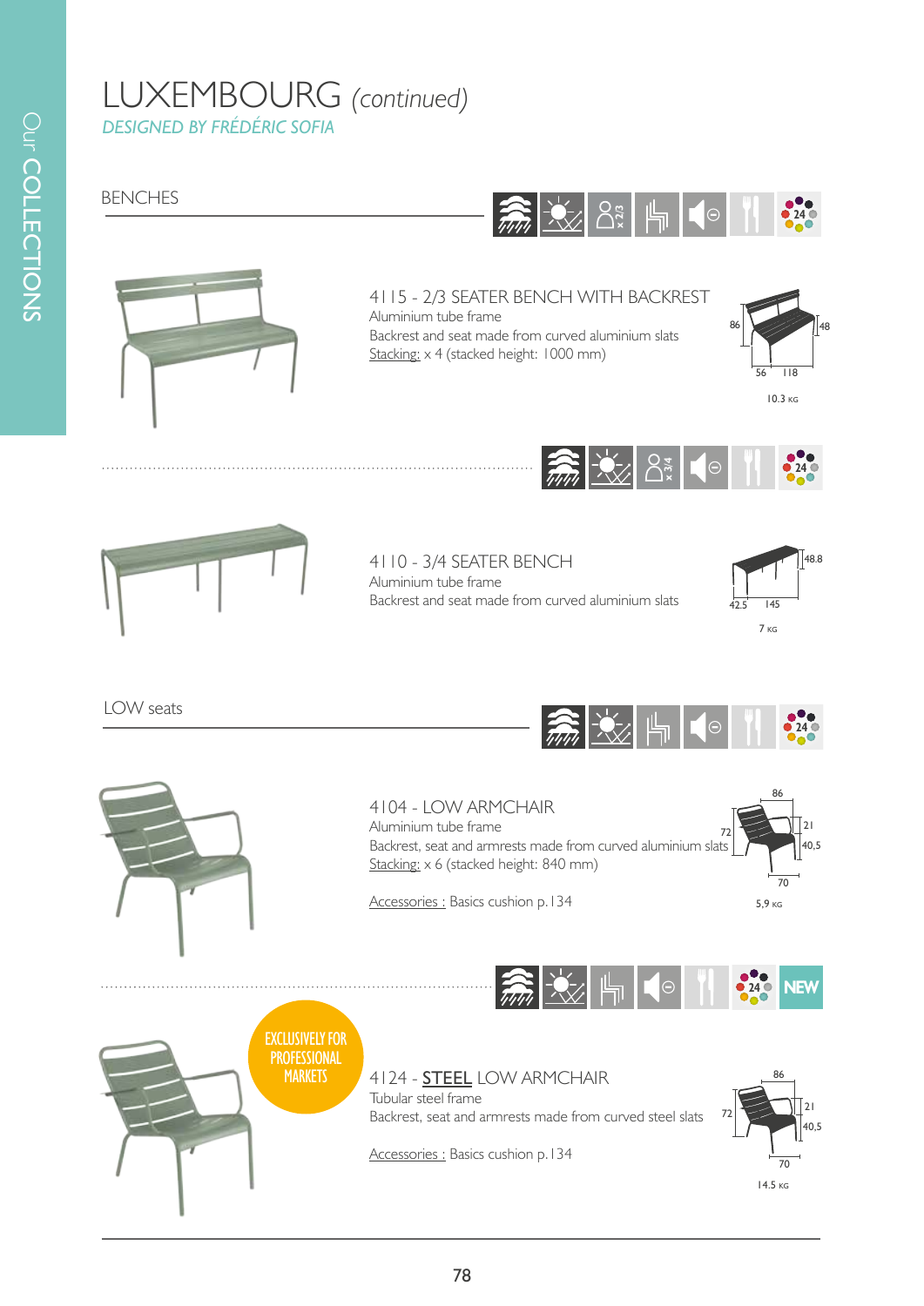# LUXEMBOURG *(continued)*

*DESIGNED BY FRÉDÉRIC SOFIA*

## BENCHES

### 4115 - 2/3 SEATER BENCH WITH BACKREST

Aluminium tube frame
Backrest and seat made from curved aluminium slats
Stacking: x 4 (stacked height: 1000 mm)

86 · 48 · 56 · 118

10.3 KG

### 4110 - 3/4 SEATER BENCH

Aluminium tube frame
Backrest and seat made from curved aluminium slats

48.8 · 42.5 · 145

7 KG

## LOW seats

### 4104 - LOW ARMCHAIR

Aluminium tube frame
Backrest, seat and armrests made from curved aluminium slats
Stacking: x 6 (stacked height: 840 mm)

Accessories : Basics cushion p.134

86 · 72 · 21 · 40,5 · 70

5,9 KG

NEW

EXCLUSIVELY FOR PROFESSIONAL MARKETS

### 4124 - **STEEL** LOW ARMCHAIR

Tubular steel frame
Backrest, seat and armrests made from curved steel slats

Accessories : Basics cushion p.134

86 · 72 · 21 · 40,5 · 70

14.5 KG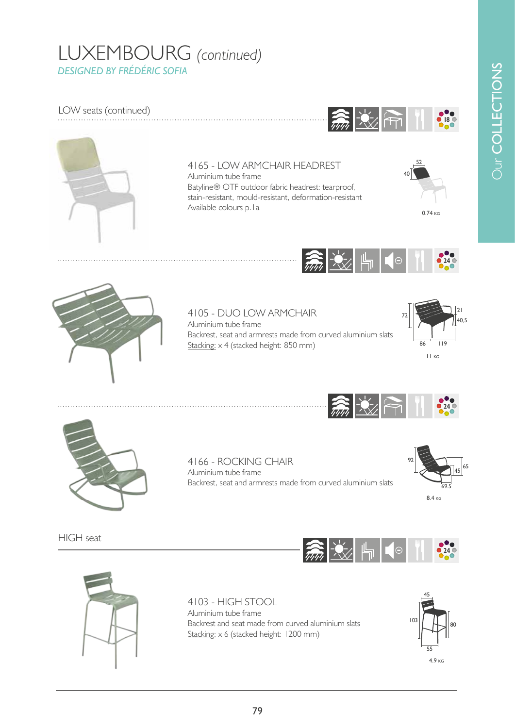# LUXEMBOURG *(continued)*

*DESIGNED BY FRÉDÉRIC SOFIA*

## LOW seats (continued)

### 4165 - LOW ARMCHAIR HEADREST

Aluminium tube frame
Batyline® OTF outdoor fabric headrest: tearproof, stain-resistant, mould-resistant, deformation-resistant
Available colours p.1a

52 / 40

0.74 KG

### 4105 - DUO LOW ARMCHAIR

Aluminium tube frame
Backrest, seat and armrests made from curved aluminium slats
Stacking: x 4 (stacked height: 850 mm)

72 / 21 / 40,5 / 86 / 119

11 KG

### 4166 - ROCKING CHAIR

Aluminium tube frame
Backrest, seat and armrests made from curved aluminium slats

92 / 45 / 65 / 69.5

8.4 KG

## HIGH seat

### 4103 - HIGH STOOL

Aluminium tube frame
Backrest and seat made from curved aluminium slats
Stacking: x 6 (stacked height: 1200 mm)

45 / 103 / 80 / 55

4.9 KG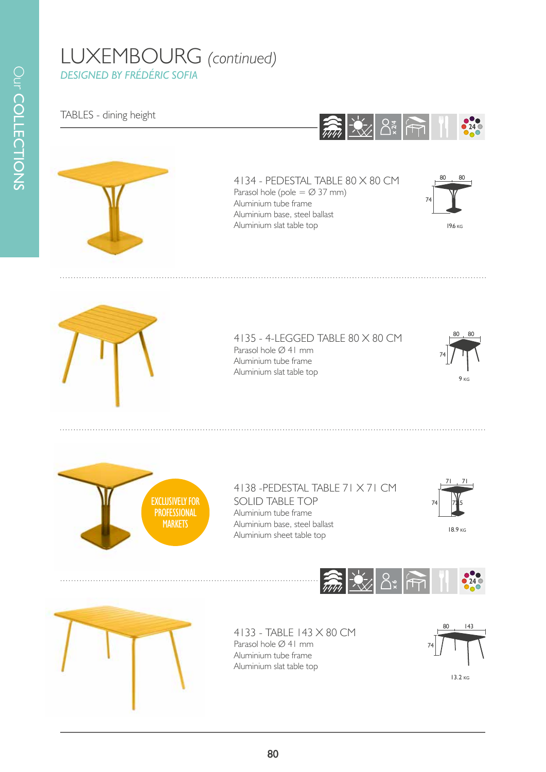# LUXEMBOURG *(continued)*

*DESIGNED BY FRÉDÉRIC SOFIA*

## TABLES - dining height

### 4134 - PEDESTAL TABLE 80 X 80 CM

Parasol hole (pole = Ø 37 mm)
Aluminium tube frame
Aluminium base, steel ballast
Aluminium slat table top

80 × 80 × 74 — 19.6 KG

### 4135 - 4-LEGGED TABLE 80 X 80 CM

Parasol hole Ø 41 mm
Aluminium tube frame
Aluminium slat table top

80 × 80 × 74 — 9 KG

### 4138 -PEDESTAL TABLE 71 X 71 CM SOLID TABLE TOP

EXCLUSIVELY FOR PROFESSIONAL MARKETS

Aluminium tube frame
Aluminium base, steel ballast
Aluminium sheet table top

71 × 71 × 74 (72.5) — 18.9 KG

### 4133 - TABLE 143 X 80 CM

Parasol hole Ø 41 mm
Aluminium tube frame
Aluminium slat table top

80 × 143 × 74 — 13.2 KG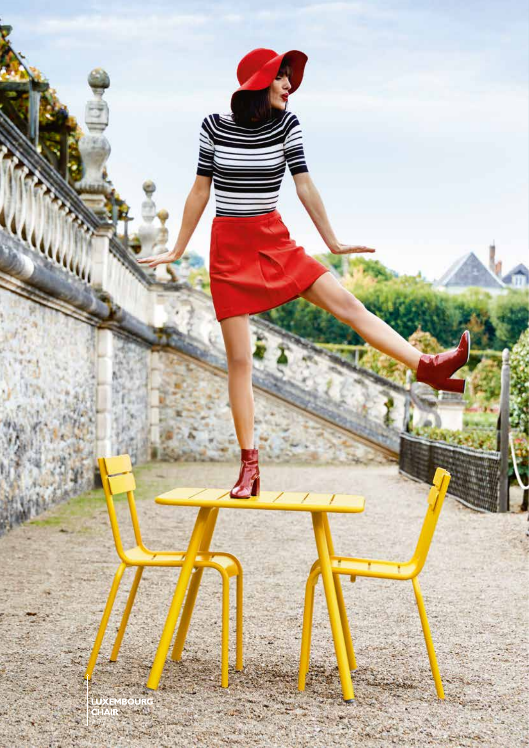LUXEMBOURG CHAIR

P.77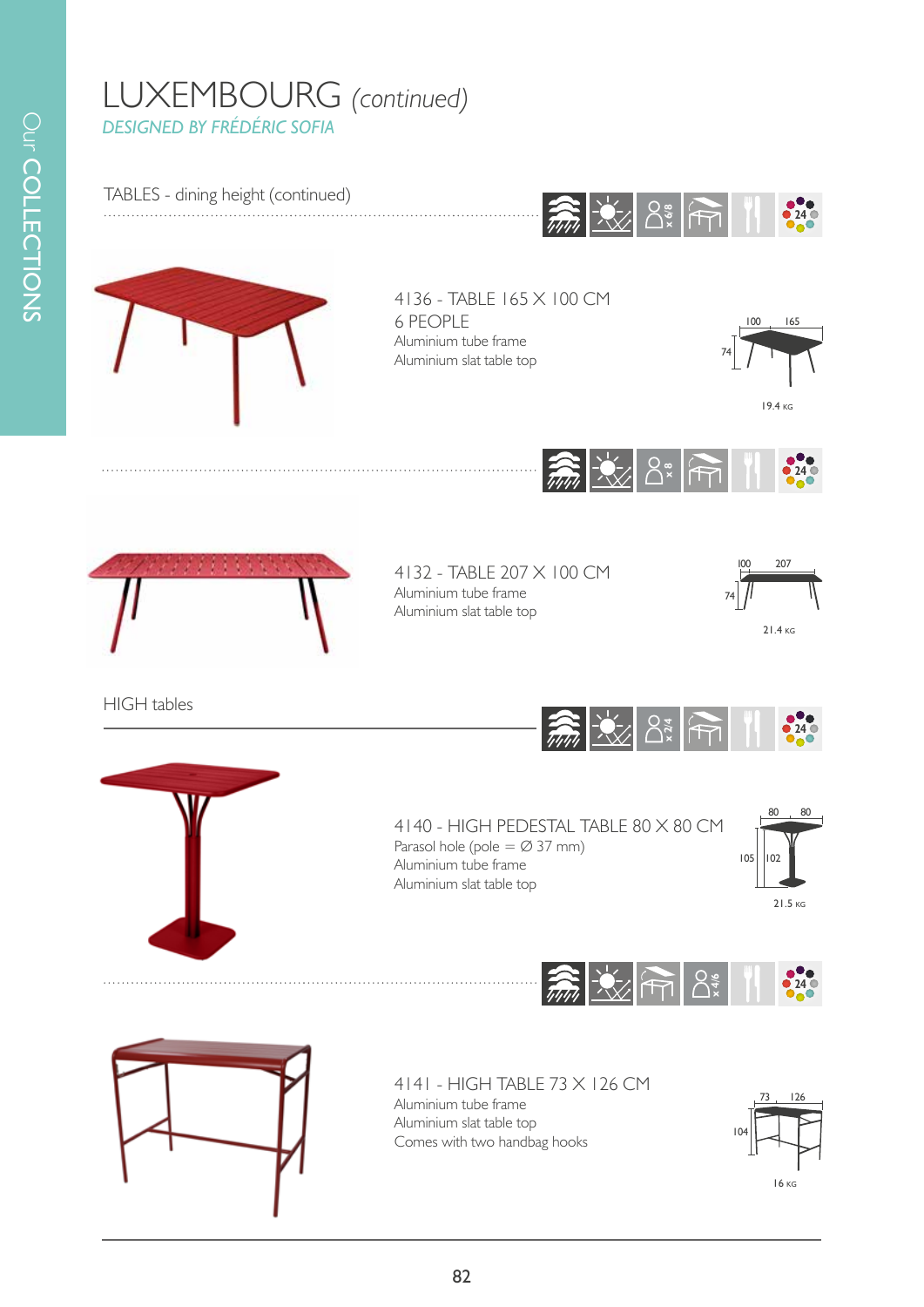# LUXEMBOURG *(continued)*

*DESIGNED BY FRÉDÉRIC SOFIA*

## TABLES - dining height (continued)

### 4136 - TABLE 165 X 100 CM

6 PEOPLE

Aluminium tube frame

Aluminium slat table top

100 165

74

19.4 KG

### 4132 - TABLE 207 X 100 CM

Aluminium tube frame

Aluminium slat table top

100 207

74

21.4 KG

## HIGH tables

### 4140 - HIGH PEDESTAL TABLE 80 X 80 CM

Parasol hole (pole = Ø 37 mm)

Aluminium tube frame

Aluminium slat table top

80 80

105 102

21.5 KG

### 4141 - HIGH TABLE 73 X 126 CM

Aluminium tube frame

Aluminium slat table top

Comes with two handbag hooks

73 126

104

16 KG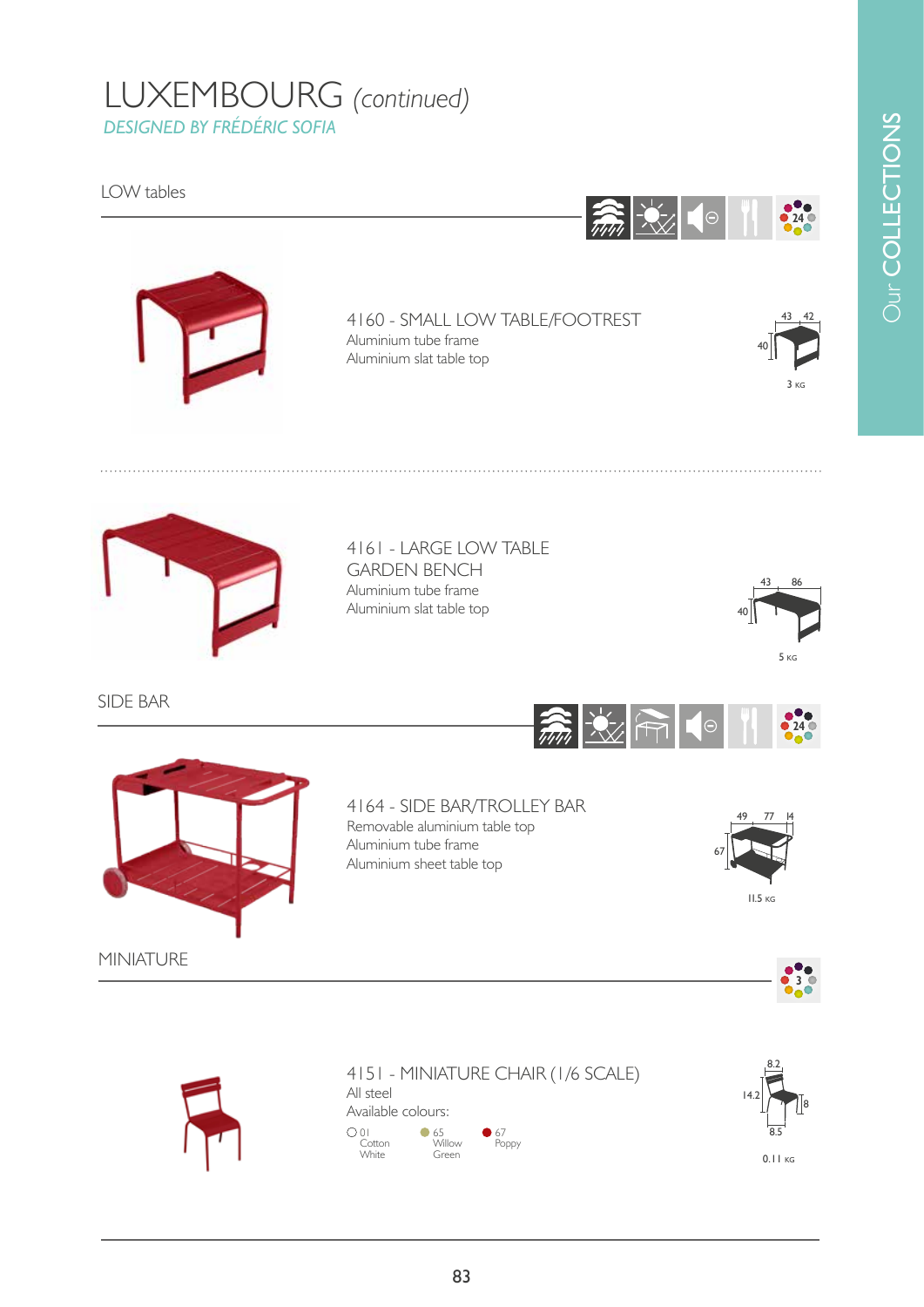# LUXEMBOURG *(continued)*

*DESIGNED BY FRÉDÉRIC SOFIA*

## LOW tables

24

### 4160 - SMALL LOW TABLE/FOOTREST

Aluminium tube frame
Aluminium slat table top

43 42
40
3 KG

### 4161 - LARGE LOW TABLE GARDEN BENCH

Aluminium tube frame
Aluminium slat table top

43 86
40
5 KG

## SIDE BAR

24

### 4164 - SIDE BAR/TROLLEY BAR

Removable aluminium table top
Aluminium tube frame
Aluminium sheet table top

49 77 14
67
11.5 KG

## MINIATURE

3

### 4151 - MINIATURE CHAIR (1/6 SCALE)

All steel
Available colours:

- 01 Cotton White
- 65 Willow Green
- 67 Poppy

8.2
14.2
8
8.5
0.11 KG